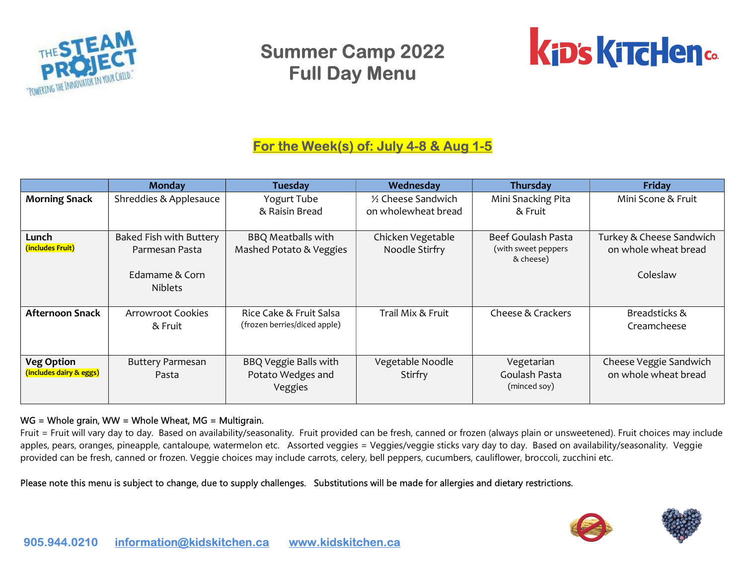# Summer Camp 2022
# Full Day Menu

## For the Week(s) of: July 4-8 & Aug 1-5

| | Monday | Tuesday | Wednesday | Thursday | Friday |
|---|---|---|---|---|---|
| **Morning Snack** | Shreddies & Applesauce | Yogurt Tube & Raisin Bread | ½ Cheese Sandwich on wholewheat bread | Mini Snacking Pita & Fruit | Mini Scone & Fruit |
| **Lunch** **(includes Fruit)** | Baked Fish with Buttery Parmesan Pasta<br><br>Edamame & Corn Niblets | BBQ Meatballs with Mashed Potato & Veggies | Chicken Vegetable Noodle Stirfry | Beef Goulash Pasta (with sweet peppers & cheese) | Turkey & Cheese Sandwich on whole wheat bread<br><br>Coleslaw |
| **Afternoon Snack** | Arrowroot Cookies & Fruit | Rice Cake & Fruit Salsa (frozen berries/diced apple) | Trail Mix & Fruit | Cheese & Crackers | Breadsticks & Creamcheese |
| **Veg Option** **(includes dairy & eggs)** | Buttery Parmesan Pasta | BBQ Veggie Balls with Potato Wedges and Veggies | Vegetable Noodle Stirfry | Vegetarian Goulash Pasta (minced soy) | Cheese Veggie Sandwich on whole wheat bread |

WG = Whole grain, WW = Whole Wheat, MG = Multigrain.

Fruit = Fruit will vary day to day. Based on availability/seasonality. Fruit provided can be fresh, canned or frozen (always plain or unsweetened). Fruit choices may include apples, pears, oranges, pineapple, cantaloupe, watermelon etc. Assorted veggies = Veggies/veggie sticks vary day to day. Based on availability/seasonality. Veggie provided can be fresh, canned or frozen. Veggie choices may include carrots, celery, bell peppers, cucumbers, cauliflower, broccoli, zucchini etc.

Please note this menu is subject to change, due to supply challenges. Substitutions will be made for allergies and dietary restrictions.

905.944.0210 information@kidskitchen.ca www.kidskitchen.ca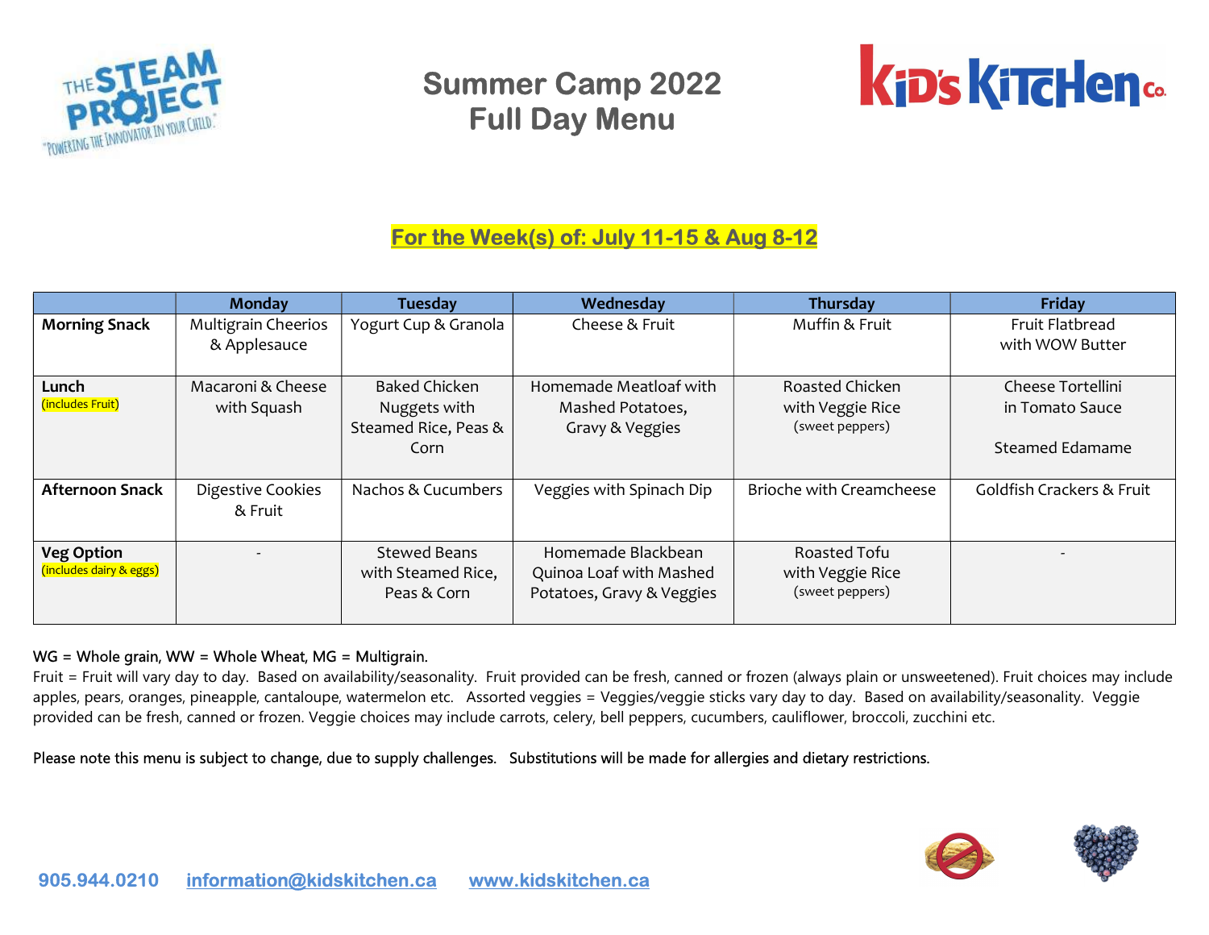# Summer Camp 2022
# Full Day Menu

**For the Week(s) of: July 11-15 & Aug 8-12**

| | Monday | Tuesday | Wednesday | Thursday | Friday |
|---|---|---|---|---|---|
| **Morning Snack** | Multigrain Cheerios & Applesauce | Yogurt Cup & Granola | Cheese & Fruit | Muffin & Fruit | Fruit Flatbread with WOW Butter |
| **Lunch** (includes Fruit) | Macaroni & Cheese with Squash | Baked Chicken Nuggets with Steamed Rice, Peas & Corn | Homemade Meatloaf with Mashed Potatoes, Gravy & Veggies | Roasted Chicken with Veggie Rice (sweet peppers) | Cheese Tortellini in Tomato Sauce<br><br>Steamed Edamame |
| **Afternoon Snack** | Digestive Cookies & Fruit | Nachos & Cucumbers | Veggies with Spinach Dip | Brioche with Creamcheese | Goldfish Crackers & Fruit |
| **Veg Option** (includes dairy & eggs) | - | Stewed Beans with Steamed Rice, Peas & Corn | Homemade Blackbean Quinoa Loaf with Mashed Potatoes, Gravy & Veggies | Roasted Tofu with Veggie Rice (sweet peppers) | - |

WG = Whole grain, WW = Whole Wheat, MG = Multigrain.

Fruit = Fruit will vary day to day. Based on availability/seasonality. Fruit provided can be fresh, canned or frozen (always plain or unsweetened). Fruit choices may include apples, pears, oranges, pineapple, cantaloupe, watermelon etc. Assorted veggies = Veggies/veggie sticks vary day to day. Based on availability/seasonality. Veggie provided can be fresh, canned or frozen. Veggie choices may include carrots, celery, bell peppers, cucumbers, cauliflower, broccoli, zucchini etc.

Please note this menu is subject to change, due to supply challenges. Substitutions will be made for allergies and dietary restrictions.

905.944.0210 information@kidskitchen.ca www.kidskitchen.ca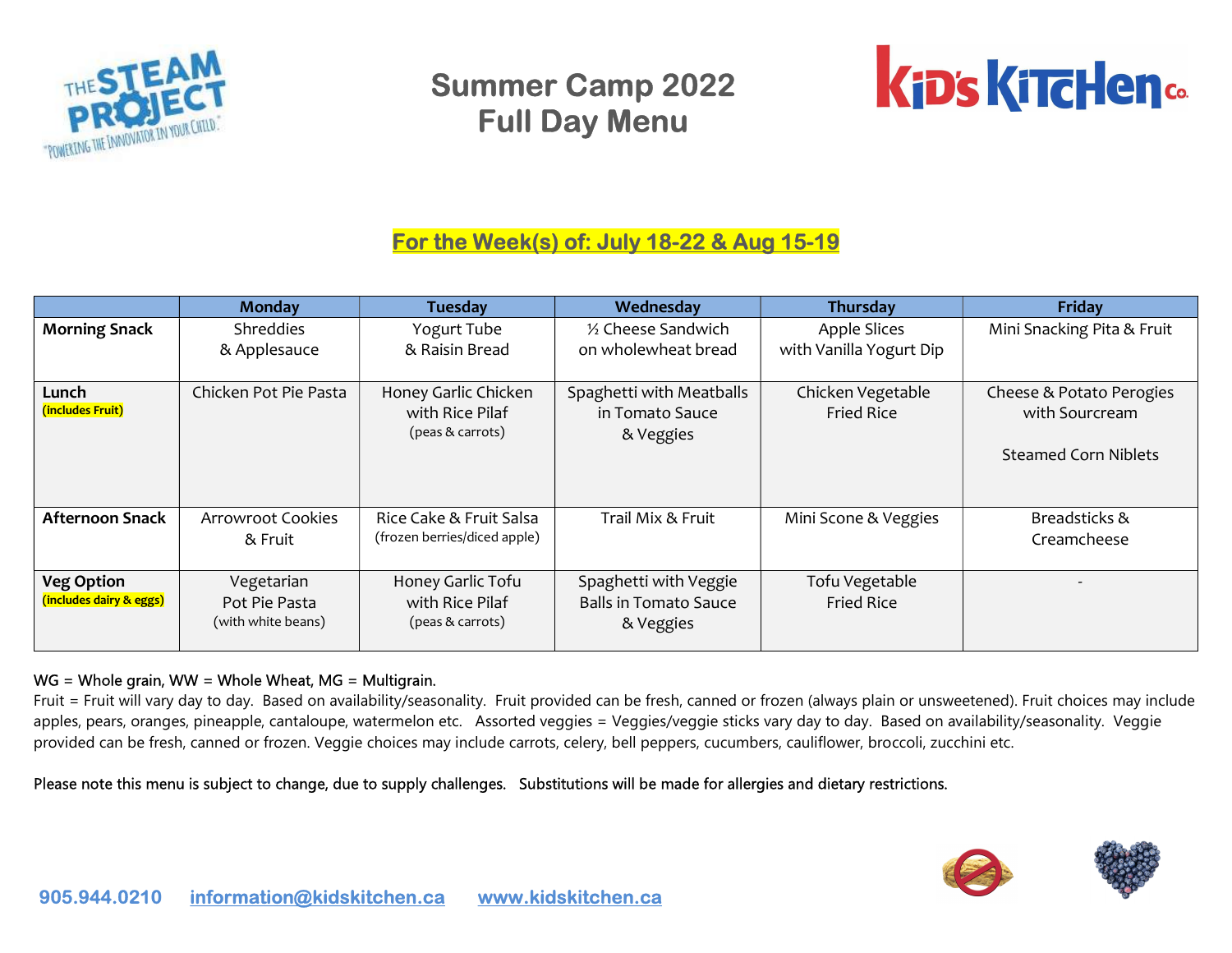# Summer Camp 2022
# Full Day Menu

**For the Week(s) of: July 18-22 & Aug 15-19**

| | Monday | Tuesday | Wednesday | Thursday | Friday |
|---|---|---|---|---|---|
| **Morning Snack** | Shreddies & Applesauce | Yogurt Tube & Raisin Bread | ½ Cheese Sandwich on wholewheat bread | Apple Slices with Vanilla Yogurt Dip | Mini Snacking Pita & Fruit |
| **Lunch** (includes Fruit) | Chicken Pot Pie Pasta | Honey Garlic Chicken with Rice Pilaf (peas & carrots) | Spaghetti with Meatballs in Tomato Sauce & Veggies | Chicken Vegetable Fried Rice | Cheese & Potato Perogies with Sourcream<br><br>Steamed Corn Niblets |
| **Afternoon Snack** | Arrowroot Cookies & Fruit | Rice Cake & Fruit Salsa (frozen berries/diced apple) | Trail Mix & Fruit | Mini Scone & Veggies | Breadsticks & Creamcheese |
| **Veg Option** (includes dairy & eggs) | Vegetarian Pot Pie Pasta (with white beans) | Honey Garlic Tofu with Rice Pilaf (peas & carrots) | Spaghetti with Veggie Balls in Tomato Sauce & Veggies | Tofu Vegetable Fried Rice | - |

WG = Whole grain, WW = Whole Wheat, MG = Multigrain.

Fruit = Fruit will vary day to day. Based on availability/seasonality. Fruit provided can be fresh, canned or frozen (always plain or unsweetened). Fruit choices may include apples, pears, oranges, pineapple, cantaloupe, watermelon etc. Assorted veggies = Veggies/veggie sticks vary day to day. Based on availability/seasonality. Veggie provided can be fresh, canned or frozen. Veggie choices may include carrots, celery, bell peppers, cucumbers, cauliflower, broccoli, zucchini etc.

Please note this menu is subject to change, due to supply challenges. Substitutions will be made for allergies and dietary restrictions.

905.944.0210 information@kidskitchen.ca www.kidskitchen.ca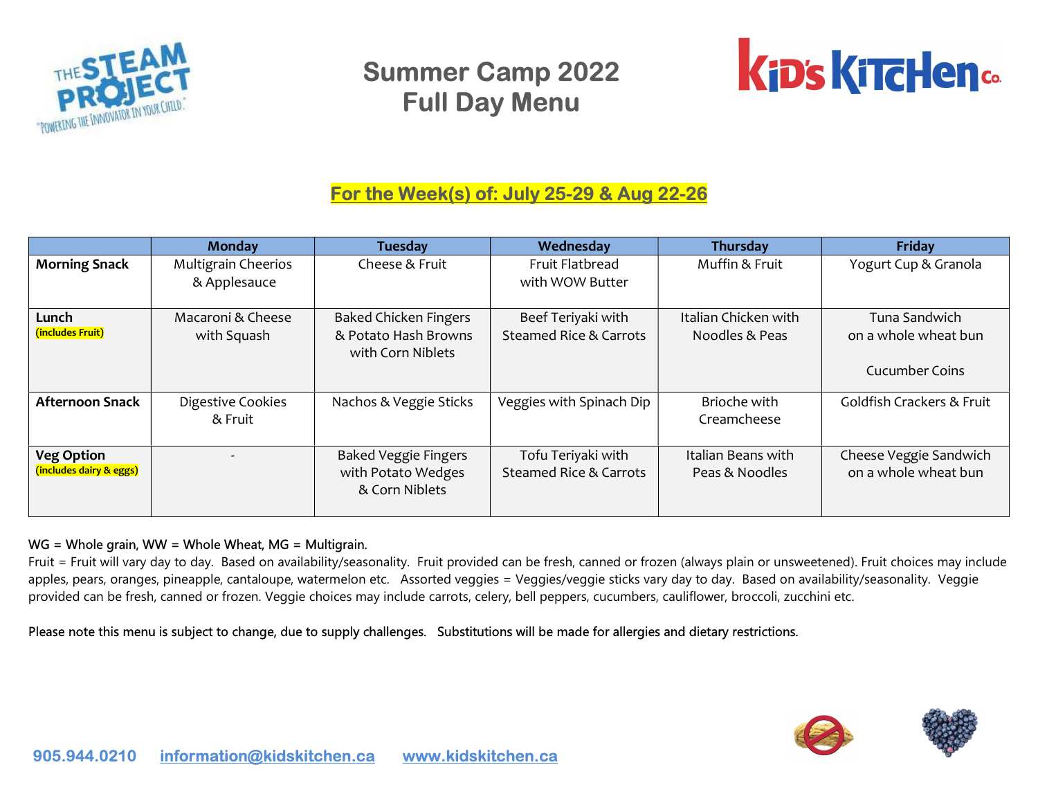# Summer Camp 2022
# Full Day Menu

## For the Week(s) of: July 25-29 & Aug 22-26

| | Monday | Tuesday | Wednesday | Thursday | Friday |
|---|---|---|---|---|---|
| **Morning Snack** | Multigrain Cheerios & Applesauce | Cheese & Fruit | Fruit Flatbread with WOW Butter | Muffin & Fruit | Yogurt Cup & Granola |
| **Lunch** (includes Fruit) | Macaroni & Cheese with Squash | Baked Chicken Fingers & Potato Hash Browns with Corn Niblets | Beef Teriyaki with Steamed Rice & Carrots | Italian Chicken with Noodles & Peas | Tuna Sandwich on a whole wheat bun<br><br>Cucumber Coins |
| **Afternoon Snack** | Digestive Cookies & Fruit | Nachos & Veggie Sticks | Veggies with Spinach Dip | Brioche with Creamcheese | Goldfish Crackers & Fruit |
| **Veg Option** (includes dairy & eggs) | - | Baked Veggie Fingers with Potato Wedges & Corn Niblets | Tofu Teriyaki with Steamed Rice & Carrots | Italian Beans with Peas & Noodles | Cheese Veggie Sandwich on a whole wheat bun |

WG = Whole grain, WW = Whole Wheat, MG = Multigrain.

Fruit = Fruit will vary day to day. Based on availability/seasonality. Fruit provided can be fresh, canned or frozen (always plain or unsweetened). Fruit choices may include apples, pears, oranges, pineapple, cantaloupe, watermelon etc. Assorted veggies = Veggies/veggie sticks vary day to day. Based on availability/seasonality. Veggie provided can be fresh, canned or frozen. Veggie choices may include carrots, celery, bell peppers, cucumbers, cauliflower, broccoli, zucchini etc.

Please note this menu is subject to change, due to supply challenges. Substitutions will be made for allergies and dietary restrictions.

905.944.0210 information@kidskitchen.ca www.kidskitchen.ca